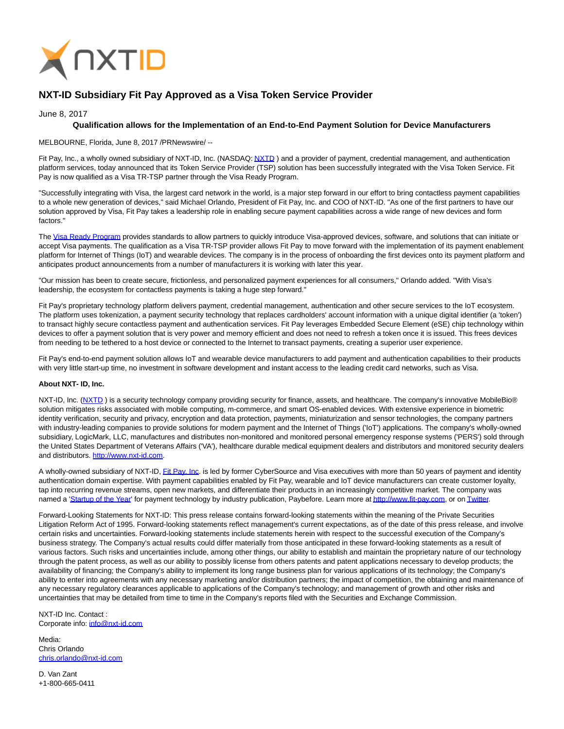# NXT-ID Subsidiary Fit Pay Approved as a Visa Token Service Provider

June 8, 2017

**Qualification allows for the Implementation of an End-to-End Payment Solution for Device Manufacturers**

MELBOURNE, Florida, June 8, 2017 /PRNewswire/ --

Fit Pay, Inc., a wholly owned subsidiary of NXT-ID, Inc. (NASDAQ: NXTD ) and a provider of payment, credential management, and authentication platform services, today announced that its Token Service Provider (TSP) solution has been successfully integrated with the Visa Token Service. Fit Pay is now qualified as a Visa TR-TSP partner through the Visa Ready Program.

"Successfully integrating with Visa, the largest card network in the world, is a major step forward in our effort to bring contactless payment capabilities to a whole new generation of devices," said Michael Orlando, President of Fit Pay, Inc. and COO of NXT-ID. "As one of the first partners to have our solution approved by Visa, Fit Pay takes a leadership role in enabling secure payment capabilities across a wide range of new devices and form factors."

The Visa Ready Program provides standards to allow partners to quickly introduce Visa-approved devices, software, and solutions that can initiate or accept Visa payments. The qualification as a Visa TR-TSP provider allows Fit Pay to move forward with the implementation of its payment enablement platform for Internet of Things (IoT) and wearable devices. The company is in the process of onboarding the first devices onto its payment platform and anticipates product announcements from a number of manufacturers it is working with later this year.

"Our mission has been to create secure, frictionless, and personalized payment experiences for all consumers," Orlando added. "With Visa's leadership, the ecosystem for contactless payments is taking a huge step forward."

Fit Pay's proprietary technology platform delivers payment, credential management, authentication and other secure services to the IoT ecosystem. The platform uses tokenization, a payment security technology that replaces cardholders' account information with a unique digital identifier (a 'token') to transact highly secure contactless payment and authentication services. Fit Pay leverages Embedded Secure Element (eSE) chip technology within devices to offer a payment solution that is very power and memory efficient and does not need to refresh a token once it is issued. This frees devices from needing to be tethered to a host device or connected to the Internet to transact payments, creating a superior user experience.

Fit Pay's end-to-end payment solution allows IoT and wearable device manufacturers to add payment and authentication capabilities to their products with very little start-up time, no investment in software development and instant access to the leading credit card networks, such as Visa.

**About NXT- ID, Inc.**

NXT-ID, Inc. (NXTD ) is a security technology company providing security for finance, assets, and healthcare. The company's innovative MobileBio® solution mitigates risks associated with mobile computing, m-commerce, and smart OS-enabled devices. With extensive experience in biometric identity verification, security and privacy, encryption and data protection, payments, miniaturization and sensor technologies, the company partners with industry-leading companies to provide solutions for modern payment and the Internet of Things ('IoT') applications. The company's wholly-owned subsidiary, LogicMark, LLC, manufactures and distributes non-monitored and monitored personal emergency response systems ('PERS') sold through the United States Department of Veterans Affairs ('VA'), healthcare durable medical equipment dealers and distributors and monitored security dealers and distributors. http://www.nxt-id.com.

A wholly-owned subsidiary of NXT-ID, Fit Pay, Inc. is led by former CyberSource and Visa executives with more than 50 years of payment and identity authentication domain expertise. With payment capabilities enabled by Fit Pay, wearable and IoT device manufacturers can create customer loyalty, tap into recurring revenue streams, open new markets, and differentiate their products in an increasingly competitive market. The company was named a 'Startup of the Year' for payment technology by industry publication, Paybefore. Learn more at http://www.fit-pay.com, or on Twitter.

Forward-Looking Statements for NXT-ID: This press release contains forward-looking statements within the meaning of the Private Securities Litigation Reform Act of 1995. Forward-looking statements reflect management's current expectations, as of the date of this press release, and involve certain risks and uncertainties. Forward-looking statements include statements herein with respect to the successful execution of the Company's business strategy. The Company's actual results could differ materially from those anticipated in these forward-looking statements as a result of various factors. Such risks and uncertainties include, among other things, our ability to establish and maintain the proprietary nature of our technology through the patent process, as well as our ability to possibly license from others patents and patent applications necessary to develop products; the availability of financing; the Company's ability to implement its long range business plan for various applications of its technology; the Company's ability to enter into agreements with any necessary marketing and/or distribution partners; the impact of competition, the obtaining and maintenance of any necessary regulatory clearances applicable to applications of the Company's technology; and management of growth and other risks and uncertainties that may be detailed from time to time in the Company's reports filed with the Securities and Exchange Commission.

NXT-ID Inc. Contact :
Corporate info: info@nxt-id.com

Media:
Chris Orlando
chris.orlando@nxt-id.com

D. Van Zant
+1-800-665-0411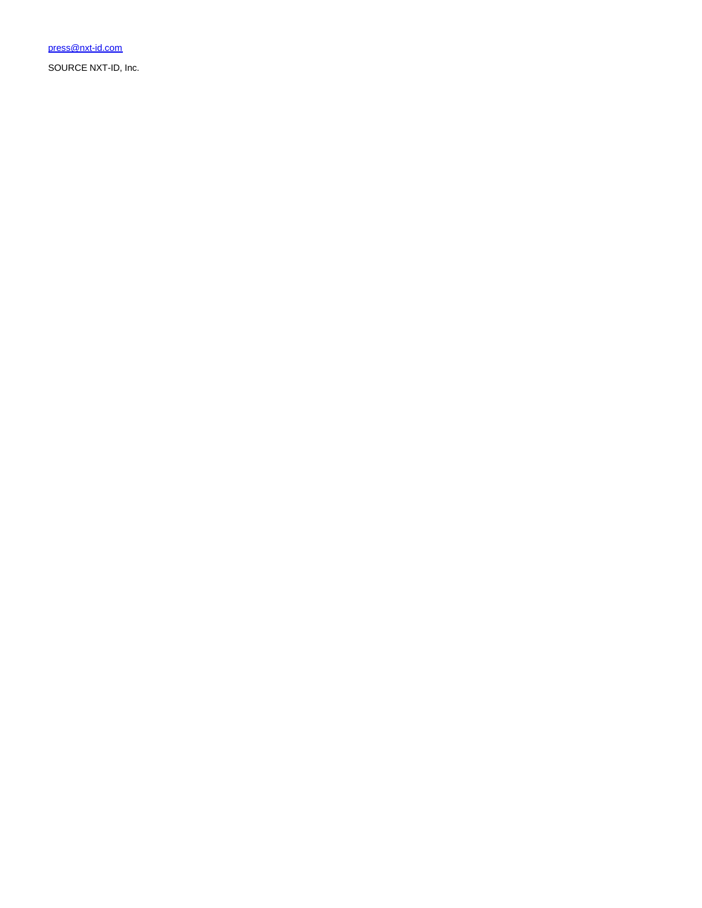press@nxt-id.com

SOURCE NXT-ID, Inc.